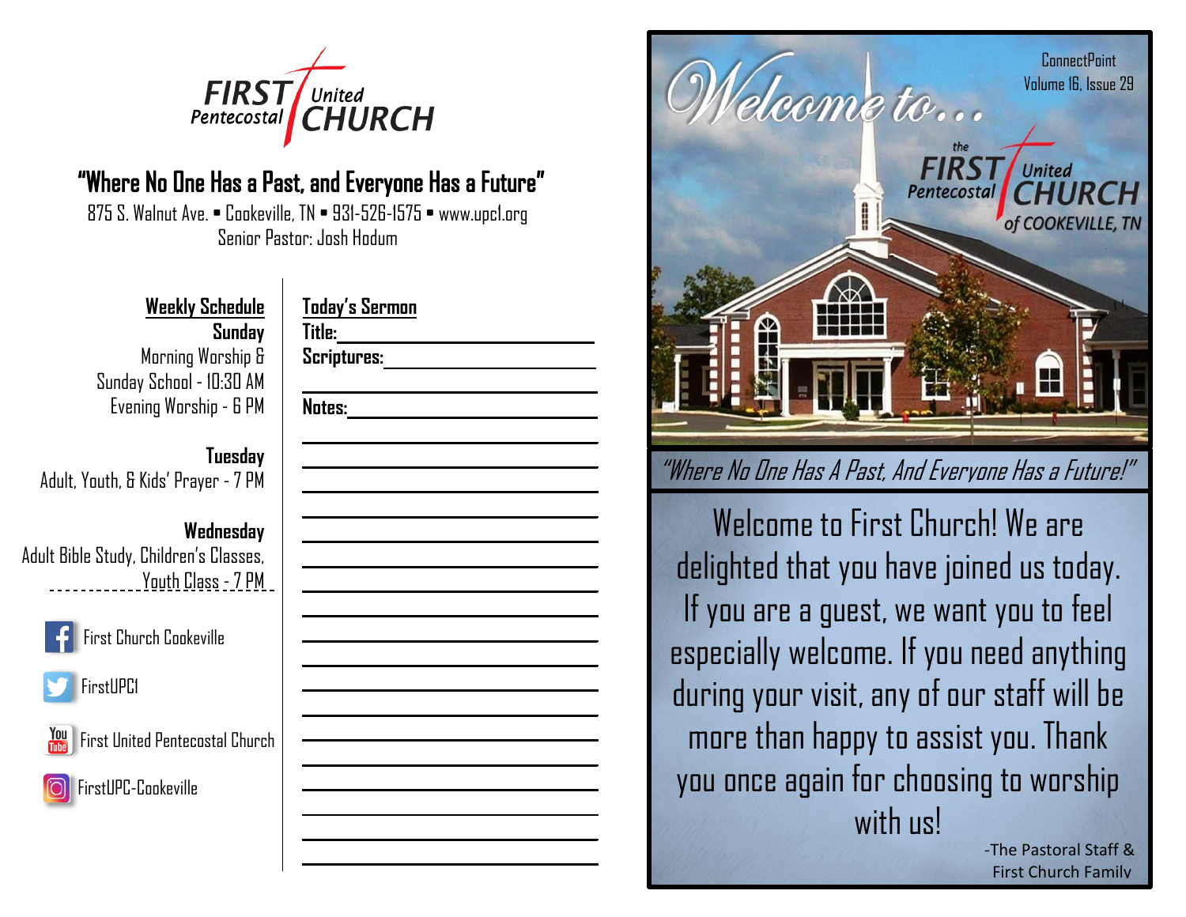# FIRST United Pentecostal CHURCH

## "Where No One Has a Past, and Everyone Has a Future"

875 S. Walnut Ave. • Cookeville, TN • 931-526-1575 • www.upcl.org
Senior Pastor: Josh Hodum

**Weekly Schedule**

**Sunday**
Morning Worship & Sunday School - 10:30 AM
Evening Worship - 6 PM

**Tuesday**
Adult, Youth, & Kids' Prayer - 7 PM

**Wednesday**
Adult Bible Study, Children's Classes, Youth Class - 7 PM

First Church Cookeville

FirstUPC1

First United Pentecostal Church

FirstUPC-Cookeville

**Today's Sermon**

**Title:** ______________________

**Scriptures:** ______________________

**Notes:** ______________________

ConnectPoint
Volume 16, Issue 29

# Welcome to...

the FIRST United Pentecostal CHURCH of COOKEVILLE, TN

*"Where No One Has A Past, And Everyone Has a Future!"*

Welcome to First Church! We are delighted that you have joined us today. If you are a guest, we want you to feel especially welcome. If you need anything during your visit, any of our staff will be more than happy to assist you. Thank you once again for choosing to worship with us!

-The Pastoral Staff & First Church Family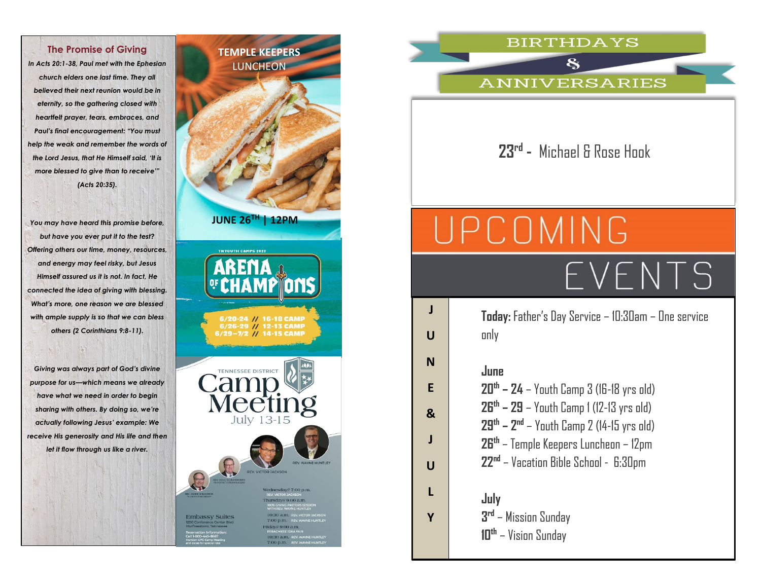## The Promise of Giving

*In Acts 20:1-38, Paul met with the Ephesian church elders one last time. They all believed their next reunion would be in eternity, so the gathering closed with heartfelt prayer, tears, embraces, and Paul's final encouragement: "You must help the weak and remember the words of the Lord Jesus, that He Himself said, 'It is more blessed to give than to receive'" (Acts 20:35).*

*You may have heard this promise before, but have you ever put it to the test? Offering others our time, money, resources, and energy may feel risky, but Jesus Himself assured us it is not. In fact, He connected the idea of giving with blessing. What's more, one reason we are blessed with ample supply is so that we can bless others (2 Corinthians 9:8-11).*

*Giving was always part of God's divine purpose for us—which means we already have what we need in order to begin sharing with others. By doing so, we're actually following Jesus' example: We receive His generosity and His life and then let it flow through us like a river.*

**TEMPLE KEEPERS** LUNCHEON

**JUNE 26TH | 12PM**

TN YOUTH CAMPS 2022

**ARENA OF CHAMPIONS**

6/20-24 // 16-18 CAMP
6/26-29 // 12-13 CAMP
6/29–7/2 // 14-15 CAMP

TENNESSEE DISTRICT

**Camp Meeting**

July 13-15

REV. WAYNE HUNTLEY
REV. VICTOR JACKSON
REV. DOUG KLINEDINST
REV. DEREK HOLMES

Embassy Suites
1200 Conference Center Blvd
Murfreesboro, Tennessee

Reservation Information:
Call 1-800-445-8667
Mention UPC Camp Meeting and dates for special rate

Wednesday// 7:00 p.m. REV. VICTOR JACKSON
Thursday// 9:00 a.m. 100% GIVING PASTORS SESSION WITH REV. WAYNE HUNTLEY
10:30 a.m. REV. VICTOR JACKSON
7:00 p.m. REV. WAYNE HUNTLEY
Friday// 9:00 a.m. PREACHERS' IDEA FAIR
10:30 a.m. REV. WAYNE HUNTLEY
7:00 p.m. REV. WAYNE HUNTLEY

# BIRTHDAYS & ANNIVERSARIES

**23rd** - Michael & Rose Hook

# UPCOMING EVENTS

## JUNE & JULY

**Today:** Father's Day Service – 10:30am – One service only

**June**

**20th – 24** – Youth Camp 3 (16-18 yrs old)
**26th – 29** – Youth Camp 1 (12-13 yrs old)
**29th – 2nd** – Youth Camp 2 (14-15 yrs old)
**26th** – Temple Keepers Luncheon – 12pm
**22nd** – Vacation Bible School - 6:30pm

**July**

**3rd** – Mission Sunday
**10th** – Vision Sunday